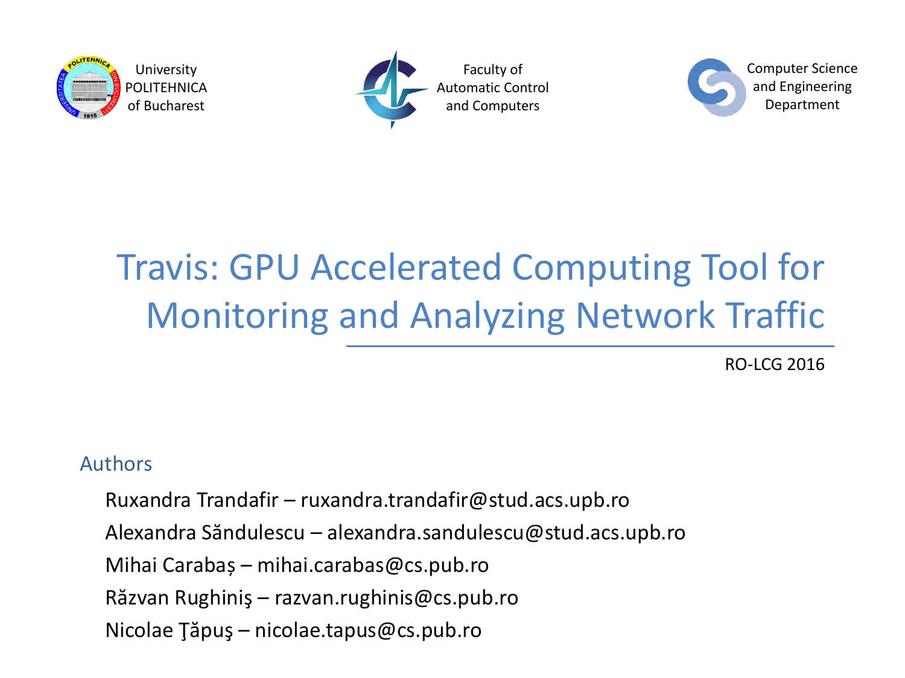University POLITEHNICA of Bucharest

Faculty of Automatic Control and Computers

Computer Science and Engineering Department

# Travis: GPU Accelerated Computing Tool for Monitoring and Analyzing Network Traffic

RO-LCG 2016

## Authors

Ruxandra Trandafir – ruxandra.trandafir@stud.acs.upb.ro

Alexandra Săndulescu – alexandra.sandulescu@stud.acs.upb.ro

Mihai Carabaș – mihai.carabas@cs.pub.ro

Răzvan Rughiniş – razvan.rughinis@cs.pub.ro

Nicolae Ţăpuş – nicolae.tapus@cs.pub.ro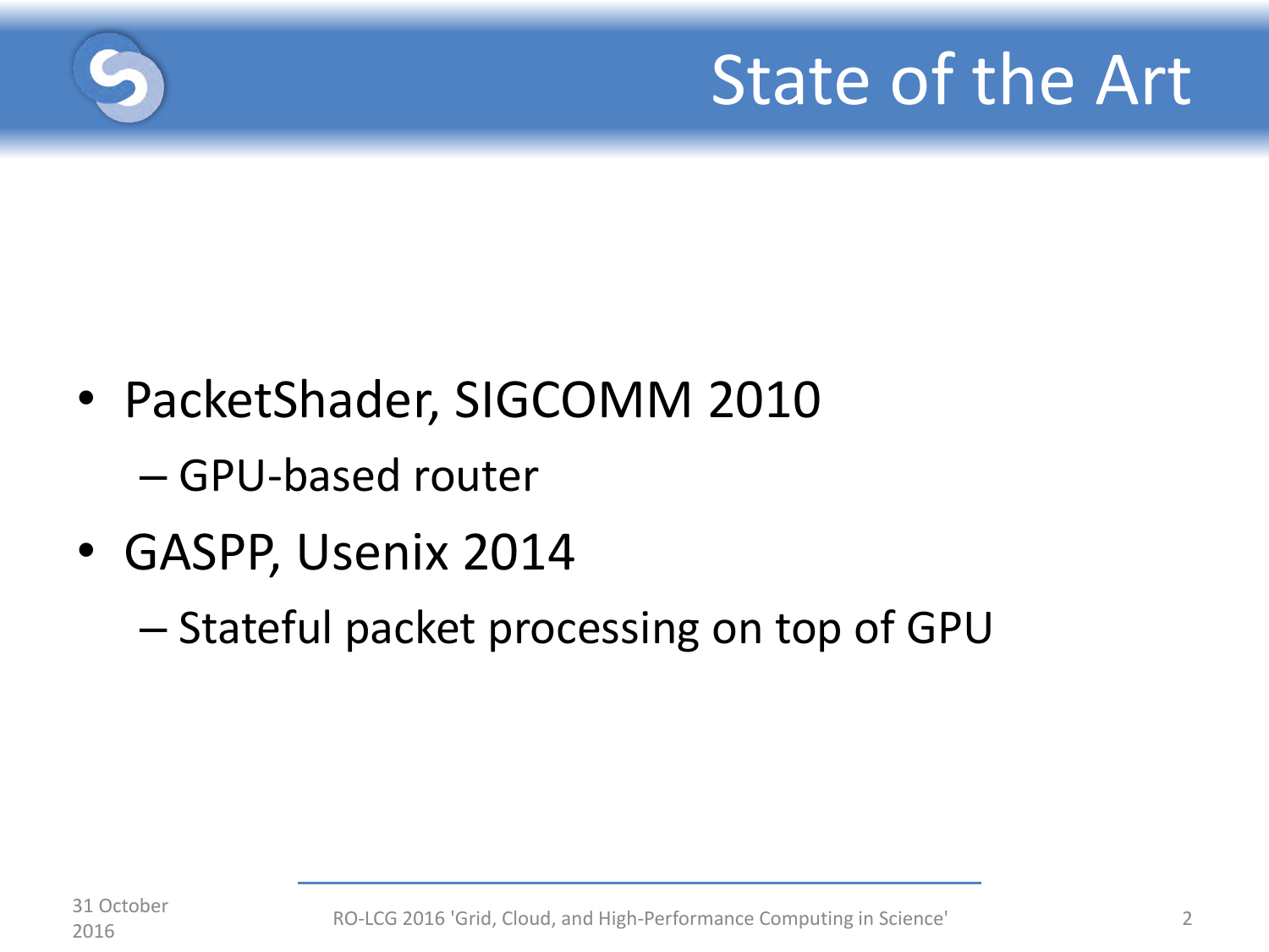# State of the Art

- PacketShader, SIGCOMM 2010
  - GPU-based router
- GASPP, Usenix 2014
  - Stateful packet processing on top of GPU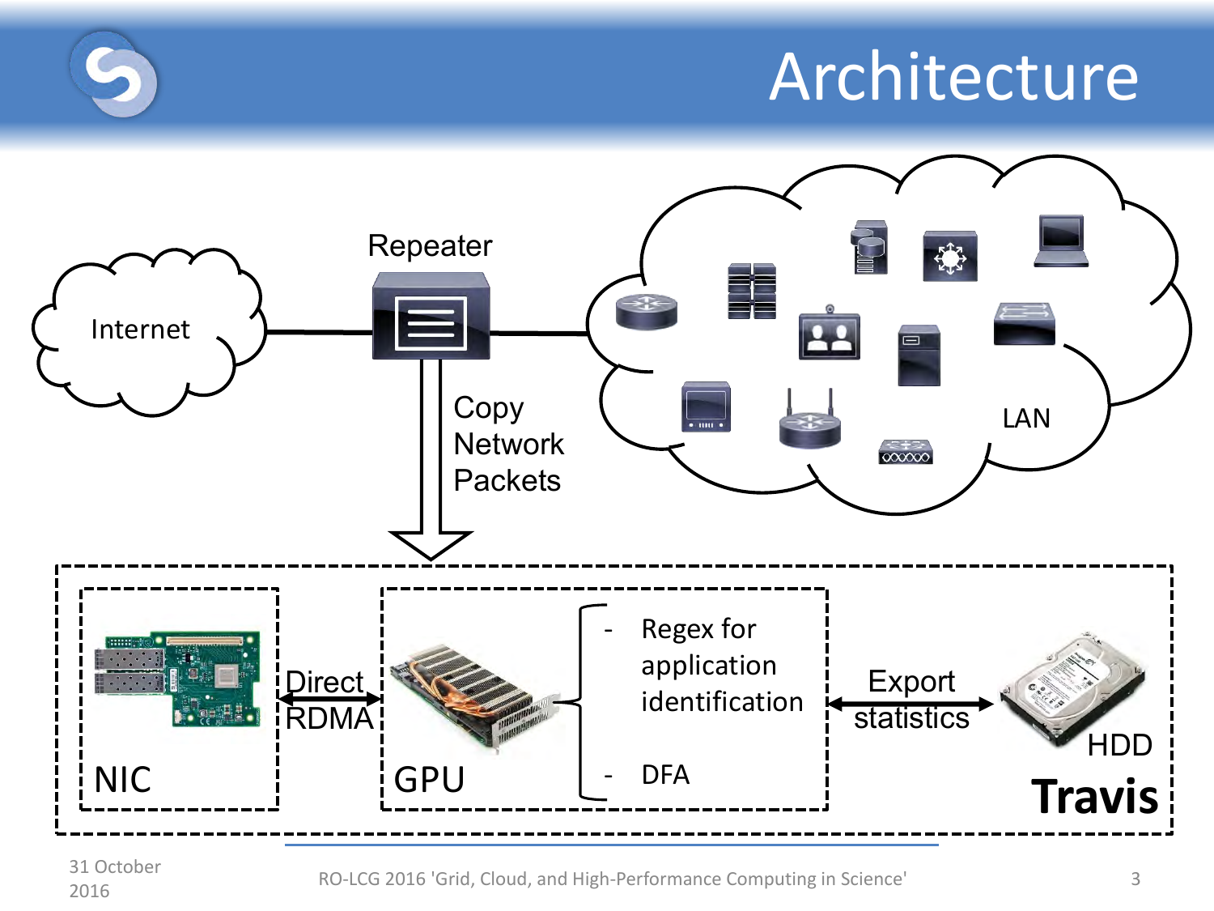# Architecture

Internet

Repeater

Copy Network Packets

LAN

NIC

Direct RDMA

GPU

- Regex for application identification
- DFA

Export statistics

HDD

**Travis**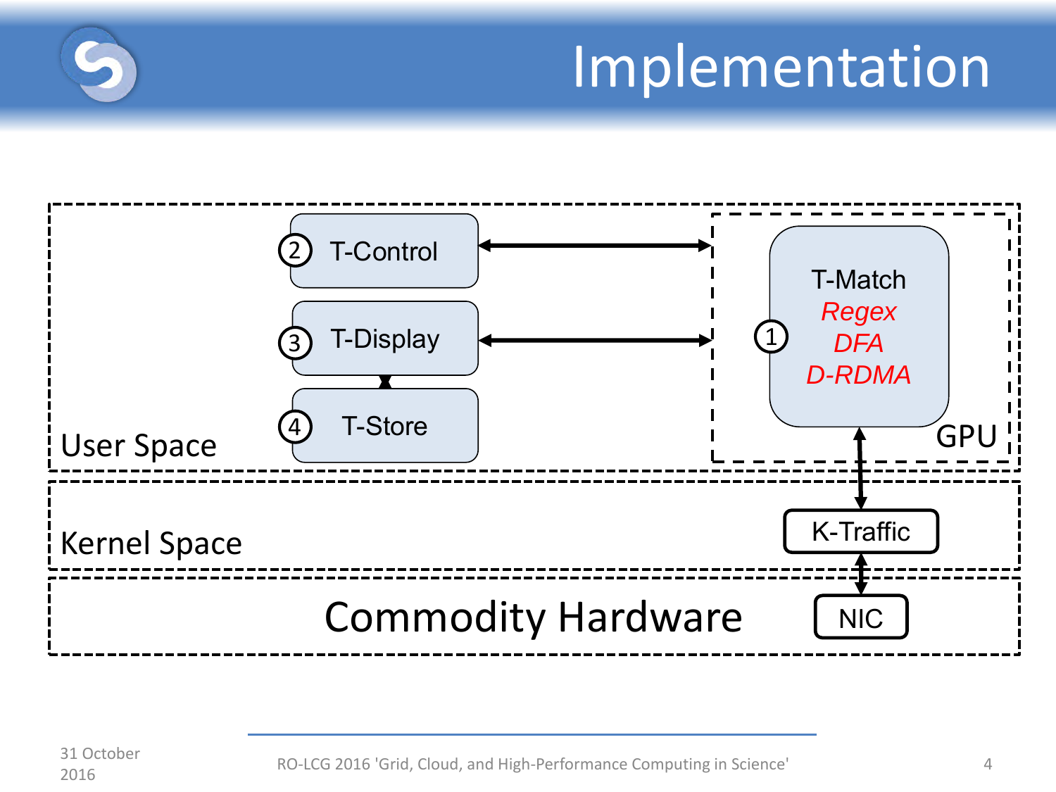# Implementation

User Space

② T-Control

③ T-Display

④ T-Store

GPU

① T-Match
*Regex*
*DFA*
*D-RDMA*

Kernel Space

K-Traffic

Commodity Hardware

NIC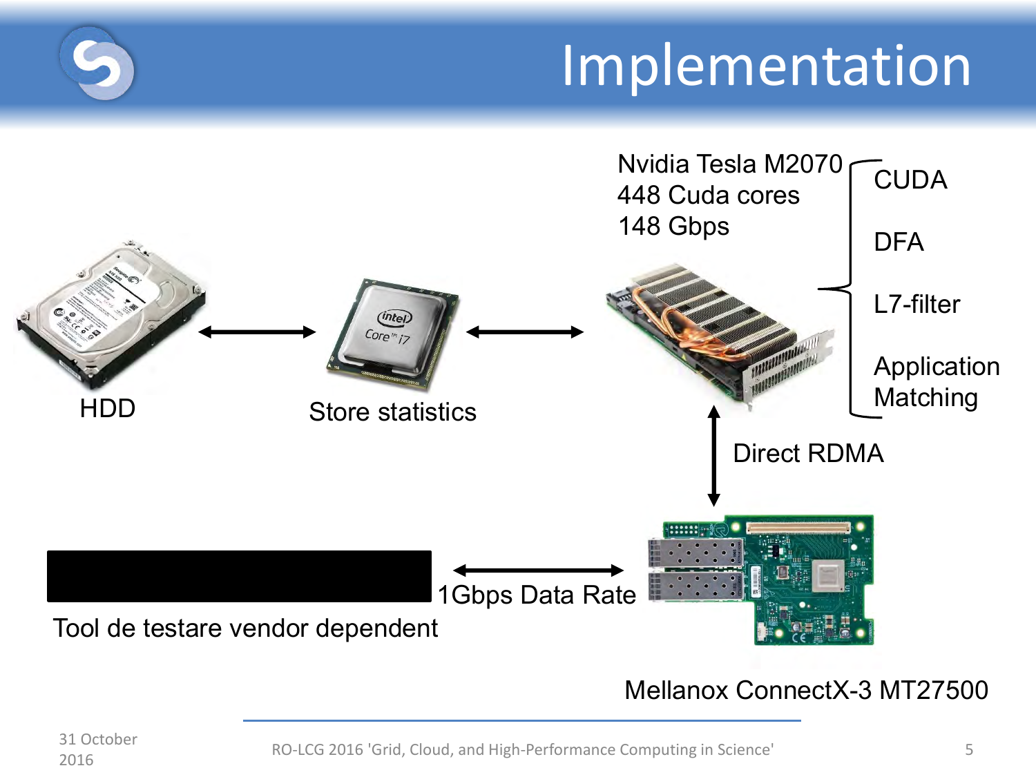# Implementation

Nvidia Tesla M2070
448 Cuda cores
148 Gbps

- CUDA
- DFA
- L7-filter
- Application Matching

HDD

Store statistics

Direct RDMA

1Gbps Data Rate

Tool de testare vendor dependent

Mellanox ConnectX-3 MT27500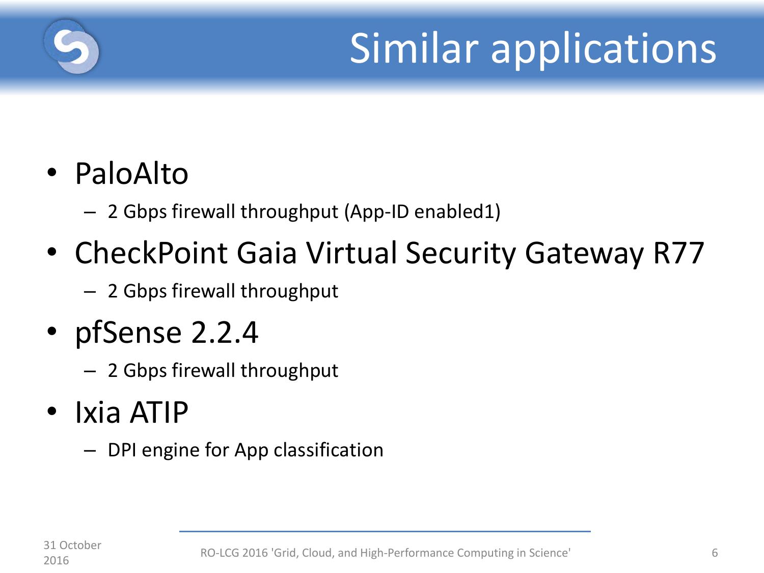# Similar applications

- PaloAlto
  - 2 Gbps firewall throughput (App-ID enabled1)
- CheckPoint Gaia Virtual Security Gateway R77
  - 2 Gbps firewall throughput
- pfSense 2.2.4
  - 2 Gbps firewall throughput
- Ixia ATIP
  - DPI engine for App classification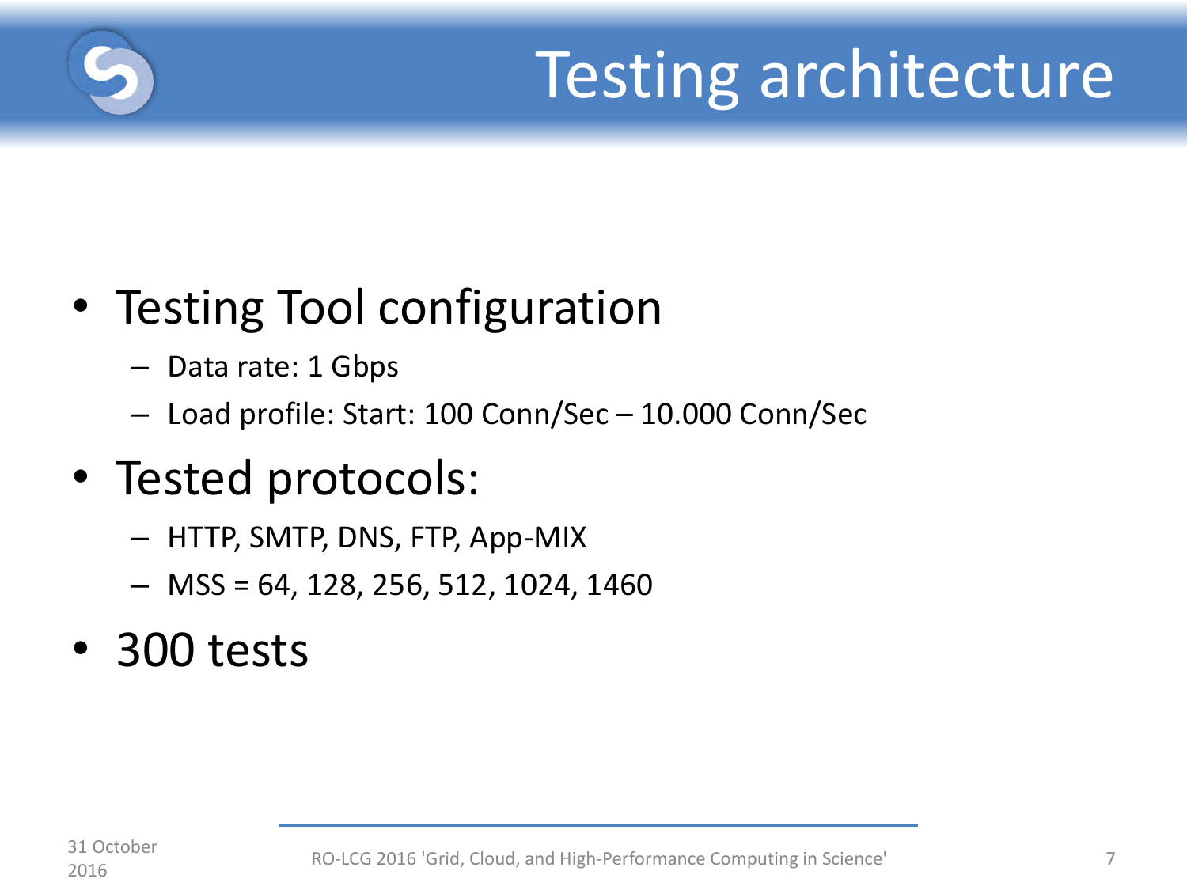# Testing architecture

- Testing Tool configuration
  - Data rate: 1 Gbps
  - Load profile: Start: 100 Conn/Sec – 10.000 Conn/Sec
- Tested protocols:
  - HTTP, SMTP, DNS, FTP, App-MIX
  - MSS = 64, 128, 256, 512, 1024, 1460
- 300 tests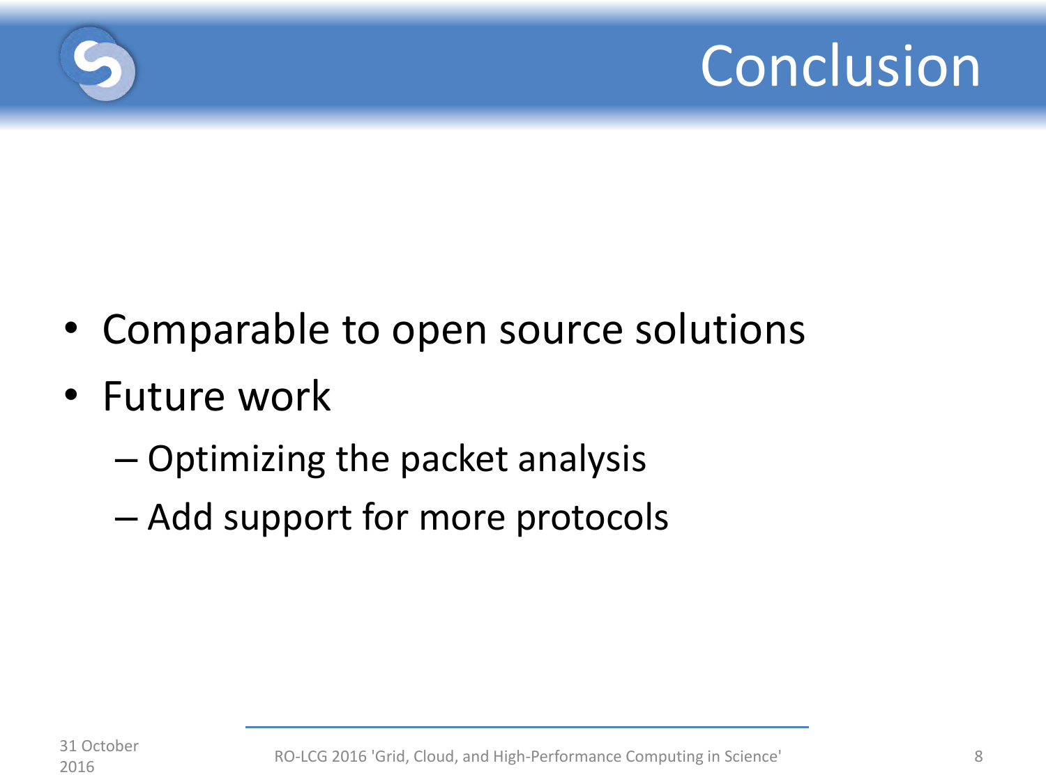# Conclusion

- Comparable to open source solutions
- Future work
  - Optimizing the packet analysis
  - Add support for more protocols